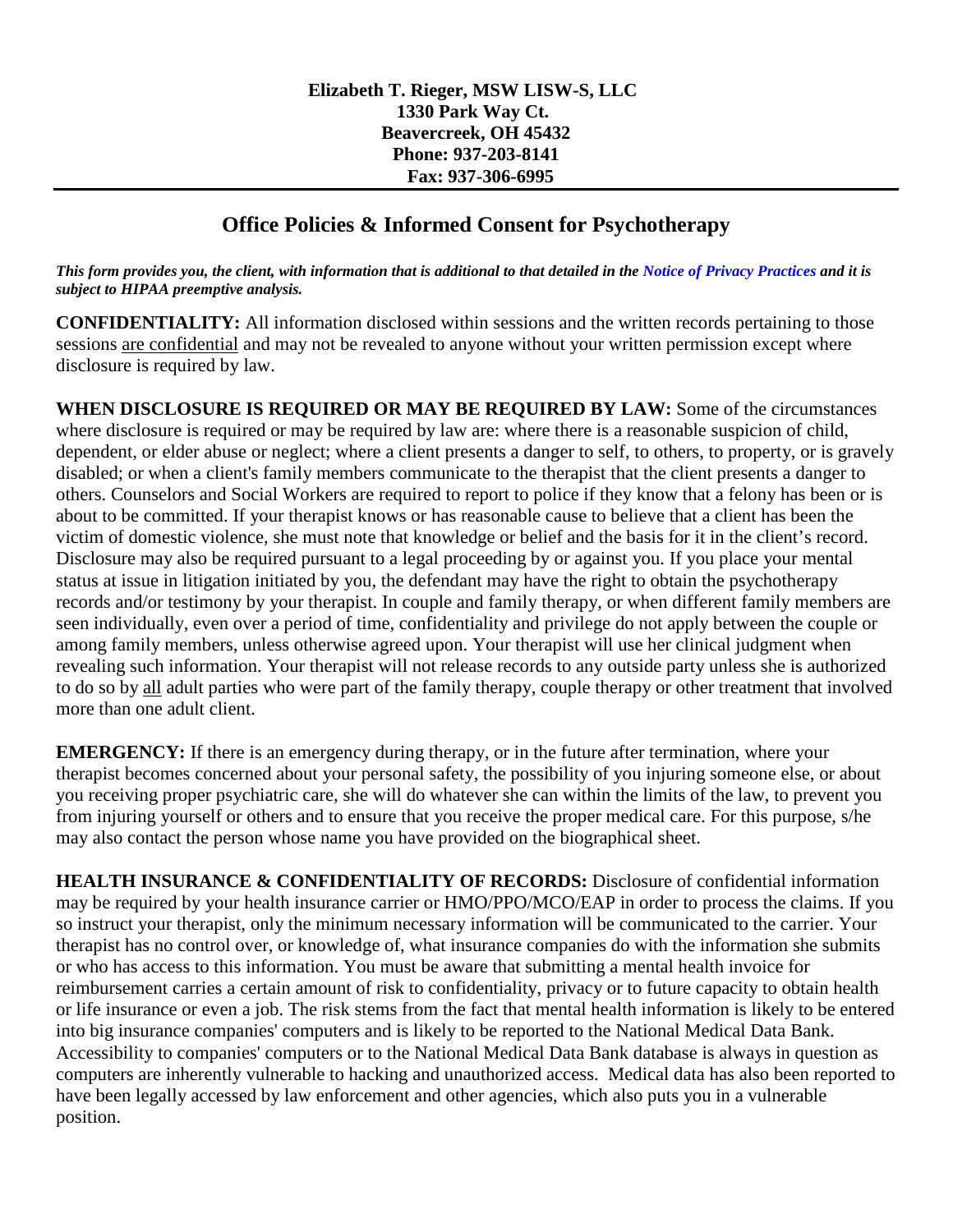**Elizabeth T. Rieger, MSW LISW-S, LLC**
**1330 Park Way Ct.**
**Beavercreek, OH 45432**
**Phone: 937-203-8141**
**Fax: 937-306-6995**

# Office Policies & Informed Consent for Psychotherapy

***This form provides you, the client, with information that is additional to that detailed in the Notice of Privacy Practices and it is subject to HIPAA preemptive analysis.***

**CONFIDENTIALITY:** All information disclosed within sessions and the written records pertaining to those sessions are confidential and may not be revealed to anyone without your written permission except where disclosure is required by law.

**WHEN DISCLOSURE IS REQUIRED OR MAY BE REQUIRED BY LAW:** Some of the circumstances where disclosure is required or may be required by law are: where there is a reasonable suspicion of child, dependent, or elder abuse or neglect; where a client presents a danger to self, to others, to property, or is gravely disabled; or when a client's family members communicate to the therapist that the client presents a danger to others. Counselors and Social Workers are required to report to police if they know that a felony has been or is about to be committed. If your therapist knows or has reasonable cause to believe that a client has been the victim of domestic violence, she must note that knowledge or belief and the basis for it in the client's record. Disclosure may also be required pursuant to a legal proceeding by or against you. If you place your mental status at issue in litigation initiated by you, the defendant may have the right to obtain the psychotherapy records and/or testimony by your therapist. In couple and family therapy, or when different family members are seen individually, even over a period of time, confidentiality and privilege do not apply between the couple or among family members, unless otherwise agreed upon. Your therapist will use her clinical judgment when revealing such information. Your therapist will not release records to any outside party unless she is authorized to do so by all adult parties who were part of the family therapy, couple therapy or other treatment that involved more than one adult client.

**EMERGENCY:** If there is an emergency during therapy, or in the future after termination, where your therapist becomes concerned about your personal safety, the possibility of you injuring someone else, or about you receiving proper psychiatric care, she will do whatever she can within the limits of the law, to prevent you from injuring yourself or others and to ensure that you receive the proper medical care. For this purpose, s/he may also contact the person whose name you have provided on the biographical sheet.

**HEALTH INSURANCE & CONFIDENTIALITY OF RECORDS:** Disclosure of confidential information may be required by your health insurance carrier or HMO/PPO/MCO/EAP in order to process the claims. If you so instruct your therapist, only the minimum necessary information will be communicated to the carrier. Your therapist has no control over, or knowledge of, what insurance companies do with the information she submits or who has access to this information. You must be aware that submitting a mental health invoice for reimbursement carries a certain amount of risk to confidentiality, privacy or to future capacity to obtain health or life insurance or even a job. The risk stems from the fact that mental health information is likely to be entered into big insurance companies' computers and is likely to be reported to the National Medical Data Bank. Accessibility to companies' computers or to the National Medical Data Bank database is always in question as computers are inherently vulnerable to hacking and unauthorized access. Medical data has also been reported to have been legally accessed by law enforcement and other agencies, which also puts you in a vulnerable position.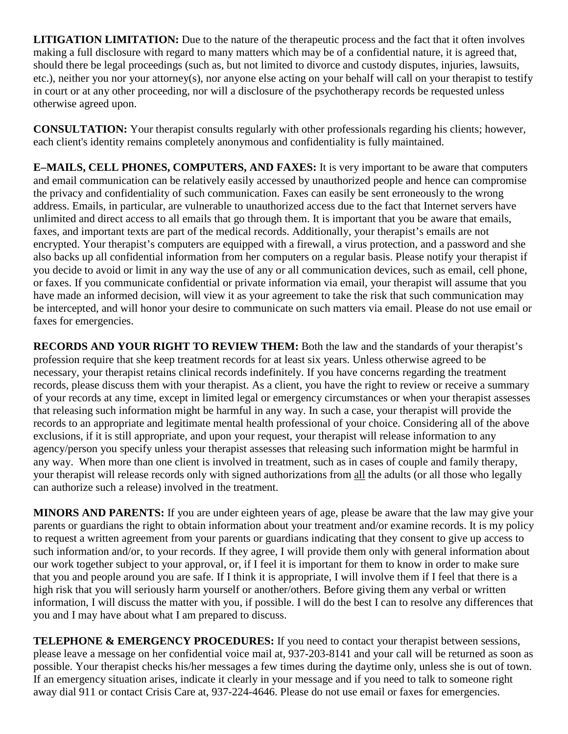**LITIGATION LIMITATION:** Due to the nature of the therapeutic process and the fact that it often involves making a full disclosure with regard to many matters which may be of a confidential nature, it is agreed that, should there be legal proceedings (such as, but not limited to divorce and custody disputes, injuries, lawsuits, etc.), neither you nor your attorney(s), nor anyone else acting on your behalf will call on your therapist to testify in court or at any other proceeding, nor will a disclosure of the psychotherapy records be requested unless otherwise agreed upon.

**CONSULTATION:** Your therapist consults regularly with other professionals regarding his clients; however, each client's identity remains completely anonymous and confidentiality is fully maintained.

**E–MAILS, CELL PHONES, COMPUTERS, AND FAXES:** It is very important to be aware that computers and email communication can be relatively easily accessed by unauthorized people and hence can compromise the privacy and confidentiality of such communication. Faxes can easily be sent erroneously to the wrong address. Emails, in particular, are vulnerable to unauthorized access due to the fact that Internet servers have unlimited and direct access to all emails that go through them. It is important that you be aware that emails, faxes, and important texts are part of the medical records. Additionally, your therapist's emails are not encrypted. Your therapist's computers are equipped with a firewall, a virus protection, and a password and she also backs up all confidential information from her computers on a regular basis. Please notify your therapist if you decide to avoid or limit in any way the use of any or all communication devices, such as email, cell phone, or faxes. If you communicate confidential or private information via email, your therapist will assume that you have made an informed decision, will view it as your agreement to take the risk that such communication may be intercepted, and will honor your desire to communicate on such matters via email. Please do not use email or faxes for emergencies.

**RECORDS AND YOUR RIGHT TO REVIEW THEM:** Both the law and the standards of your therapist's profession require that she keep treatment records for at least six years. Unless otherwise agreed to be necessary, your therapist retains clinical records indefinitely. If you have concerns regarding the treatment records, please discuss them with your therapist. As a client, you have the right to review or receive a summary of your records at any time, except in limited legal or emergency circumstances or when your therapist assesses that releasing such information might be harmful in any way. In such a case, your therapist will provide the records to an appropriate and legitimate mental health professional of your choice. Considering all of the above exclusions, if it is still appropriate, and upon your request, your therapist will release information to any agency/person you specify unless your therapist assesses that releasing such information might be harmful in any way. When more than one client is involved in treatment, such as in cases of couple and family therapy, your therapist will release records only with signed authorizations from all the adults (or all those who legally can authorize such a release) involved in the treatment.

**MINORS AND PARENTS:** If you are under eighteen years of age, please be aware that the law may give your parents or guardians the right to obtain information about your treatment and/or examine records. It is my policy to request a written agreement from your parents or guardians indicating that they consent to give up access to such information and/or, to your records. If they agree, I will provide them only with general information about our work together subject to your approval, or, if I feel it is important for them to know in order to make sure that you and people around you are safe. If I think it is appropriate, I will involve them if I feel that there is a high risk that you will seriously harm yourself or another/others. Before giving them any verbal or written information, I will discuss the matter with you, if possible. I will do the best I can to resolve any differences that you and I may have about what I am prepared to discuss.

**TELEPHONE & EMERGENCY PROCEDURES:** If you need to contact your therapist between sessions, please leave a message on her confidential voice mail at, 937-203-8141 and your call will be returned as soon as possible. Your therapist checks his/her messages a few times during the daytime only, unless she is out of town. If an emergency situation arises, indicate it clearly in your message and if you need to talk to someone right away dial 911 or contact Crisis Care at, 937-224-4646. Please do not use email or faxes for emergencies.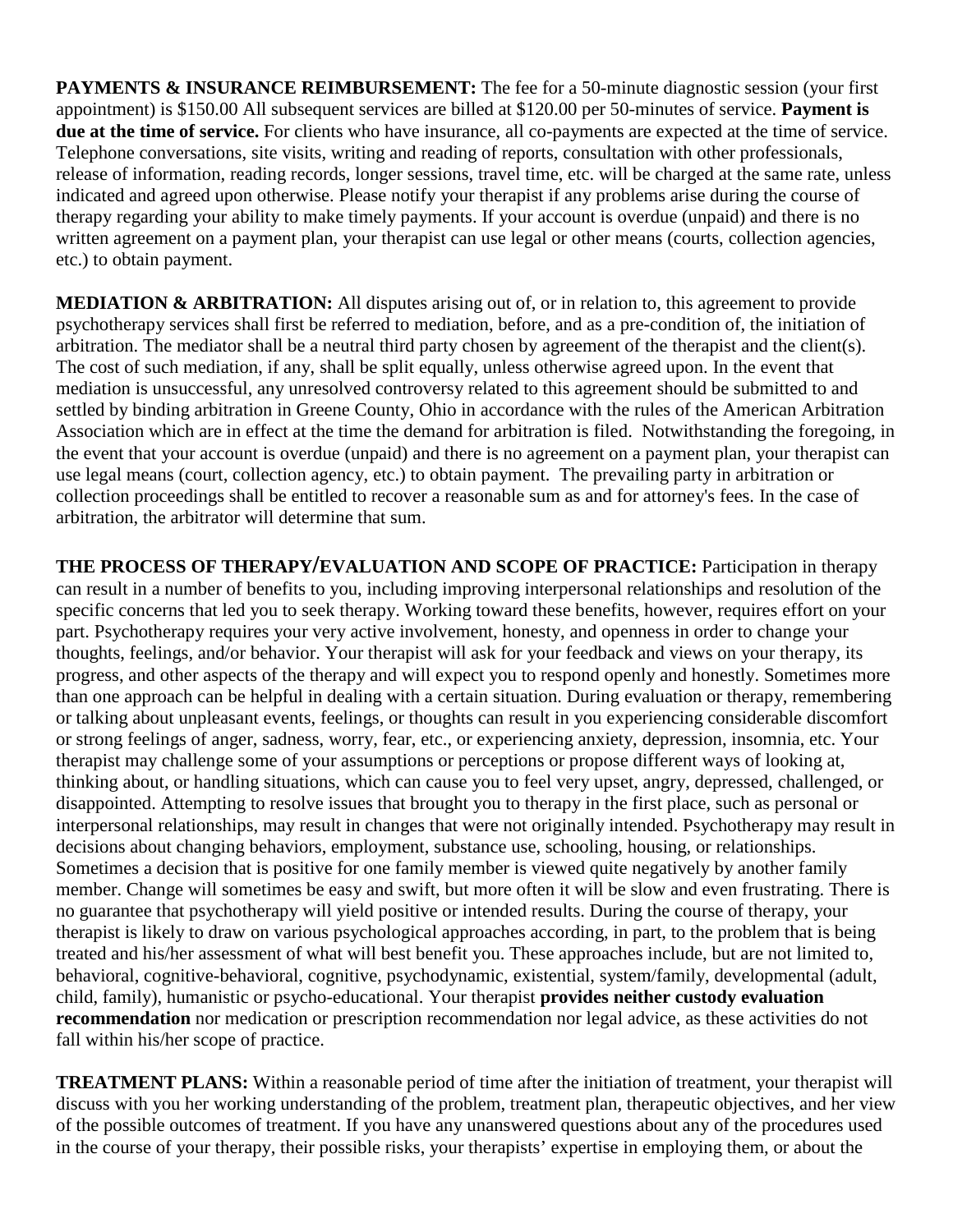**PAYMENTS & INSURANCE REIMBURSEMENT:** The fee for a 50-minute diagnostic session (your first appointment) is $150.00 All subsequent services are billed at $120.00 per 50-minutes of service. **Payment is due at the time of service.** For clients who have insurance, all co-payments are expected at the time of service. Telephone conversations, site visits, writing and reading of reports, consultation with other professionals, release of information, reading records, longer sessions, travel time, etc. will be charged at the same rate, unless indicated and agreed upon otherwise. Please notify your therapist if any problems arise during the course of therapy regarding your ability to make timely payments. If your account is overdue (unpaid) and there is no written agreement on a payment plan, your therapist can use legal or other means (courts, collection agencies, etc.) to obtain payment.

**MEDIATION & ARBITRATION:** All disputes arising out of, or in relation to, this agreement to provide psychotherapy services shall first be referred to mediation, before, and as a pre-condition of, the initiation of arbitration. The mediator shall be a neutral third party chosen by agreement of the therapist and the client(s). The cost of such mediation, if any, shall be split equally, unless otherwise agreed upon. In the event that mediation is unsuccessful, any unresolved controversy related to this agreement should be submitted to and settled by binding arbitration in Greene County, Ohio in accordance with the rules of the American Arbitration Association which are in effect at the time the demand for arbitration is filed. Notwithstanding the foregoing, in the event that your account is overdue (unpaid) and there is no agreement on a payment plan, your therapist can use legal means (court, collection agency, etc.) to obtain payment. The prevailing party in arbitration or collection proceedings shall be entitled to recover a reasonable sum as and for attorney's fees. In the case of arbitration, the arbitrator will determine that sum.

**THE PROCESS OF THERAPY/EVALUATION AND SCOPE OF PRACTICE:** Participation in therapy can result in a number of benefits to you, including improving interpersonal relationships and resolution of the specific concerns that led you to seek therapy. Working toward these benefits, however, requires effort on your part. Psychotherapy requires your very active involvement, honesty, and openness in order to change your thoughts, feelings, and/or behavior. Your therapist will ask for your feedback and views on your therapy, its progress, and other aspects of the therapy and will expect you to respond openly and honestly. Sometimes more than one approach can be helpful in dealing with a certain situation. During evaluation or therapy, remembering or talking about unpleasant events, feelings, or thoughts can result in you experiencing considerable discomfort or strong feelings of anger, sadness, worry, fear, etc., or experiencing anxiety, depression, insomnia, etc. Your therapist may challenge some of your assumptions or perceptions or propose different ways of looking at, thinking about, or handling situations, which can cause you to feel very upset, angry, depressed, challenged, or disappointed. Attempting to resolve issues that brought you to therapy in the first place, such as personal or interpersonal relationships, may result in changes that were not originally intended. Psychotherapy may result in decisions about changing behaviors, employment, substance use, schooling, housing, or relationships. Sometimes a decision that is positive for one family member is viewed quite negatively by another family member. Change will sometimes be easy and swift, but more often it will be slow and even frustrating. There is no guarantee that psychotherapy will yield positive or intended results. During the course of therapy, your therapist is likely to draw on various psychological approaches according, in part, to the problem that is being treated and his/her assessment of what will best benefit you. These approaches include, but are not limited to, behavioral, cognitive-behavioral, cognitive, psychodynamic, existential, system/family, developmental (adult, child, family), humanistic or psycho-educational. Your therapist **provides neither custody evaluation recommendation** nor medication or prescription recommendation nor legal advice, as these activities do not fall within his/her scope of practice.

**TREATMENT PLANS:** Within a reasonable period of time after the initiation of treatment, your therapist will discuss with you her working understanding of the problem, treatment plan, therapeutic objectives, and her view of the possible outcomes of treatment. If you have any unanswered questions about any of the procedures used in the course of your therapy, their possible risks, your therapists' expertise in employing them, or about the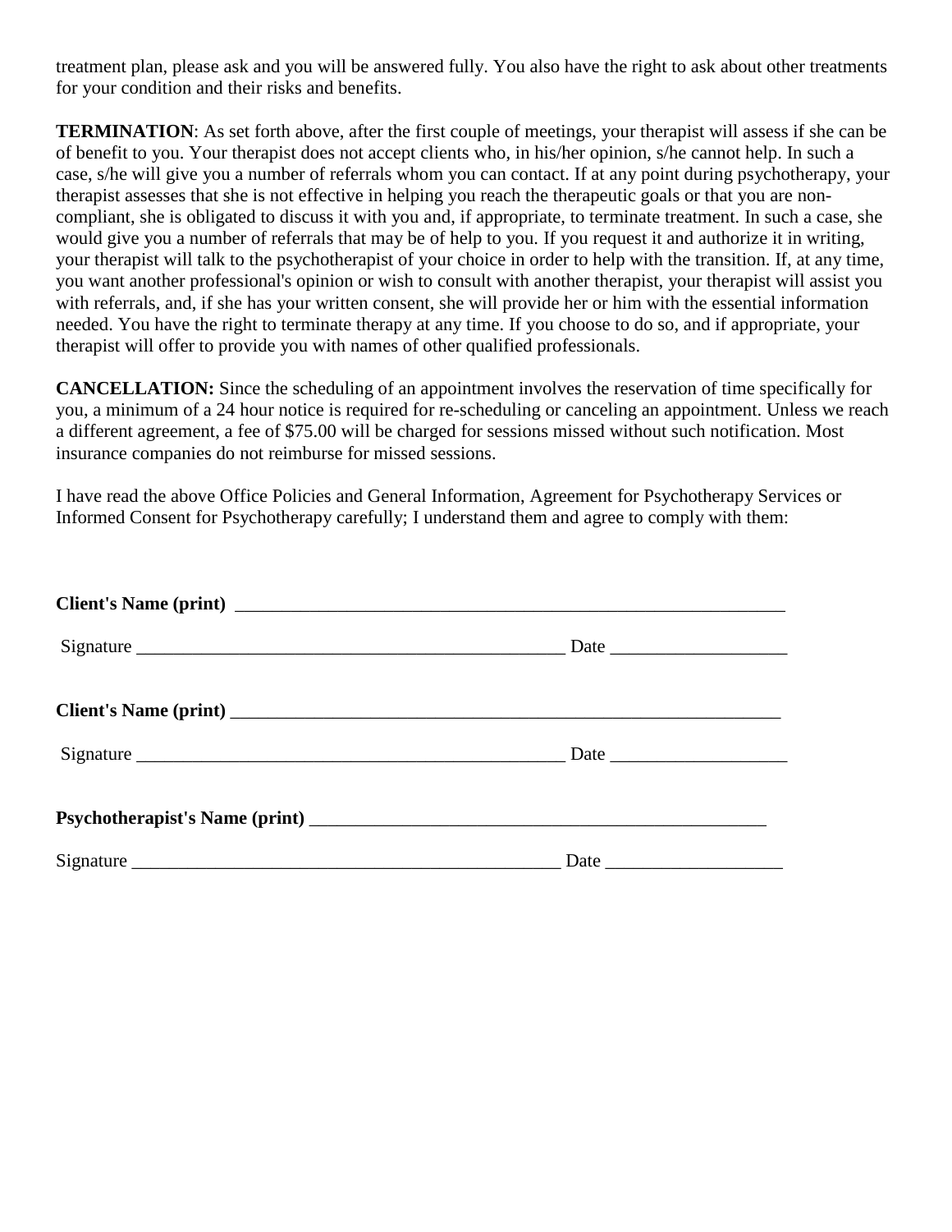treatment plan, please ask and you will be answered fully. You also have the right to ask about other treatments for your condition and their risks and benefits.

**TERMINATION**: As set forth above, after the first couple of meetings, your therapist will assess if she can be of benefit to you. Your therapist does not accept clients who, in his/her opinion, s/he cannot help. In such a case, s/he will give you a number of referrals whom you can contact. If at any point during psychotherapy, your therapist assesses that she is not effective in helping you reach the therapeutic goals or that you are non-compliant, she is obligated to discuss it with you and, if appropriate, to terminate treatment. In such a case, she would give you a number of referrals that may be of help to you. If you request it and authorize it in writing, your therapist will talk to the psychotherapist of your choice in order to help with the transition. If, at any time, you want another professional's opinion or wish to consult with another therapist, your therapist will assist you with referrals, and, if she has your written consent, she will provide her or him with the essential information needed. You have the right to terminate therapy at any time. If you choose to do so, and if appropriate, your therapist will offer to provide you with names of other qualified professionals.

**CANCELLATION:** Since the scheduling of an appointment involves the reservation of time specifically for you, a minimum of a 24 hour notice is required for re-scheduling or canceling an appointment. Unless we reach a different agreement, a fee of $75.00 will be charged for sessions missed without such notification. Most insurance companies do not reimburse for missed sessions.

I have read the above Office Policies and General Information, Agreement for Psychotherapy Services or Informed Consent for Psychotherapy carefully; I understand them and agree to comply with them:

**Client's Name (print)** ______________________________________________________________

Signature _______________________________________________ Date ___________________

**Client's Name (print)** ______________________________________________________________

Signature _______________________________________________ Date ___________________

**Psychotherapist's Name (print)** ___________________________________________________

Signature _______________________________________________ Date ___________________